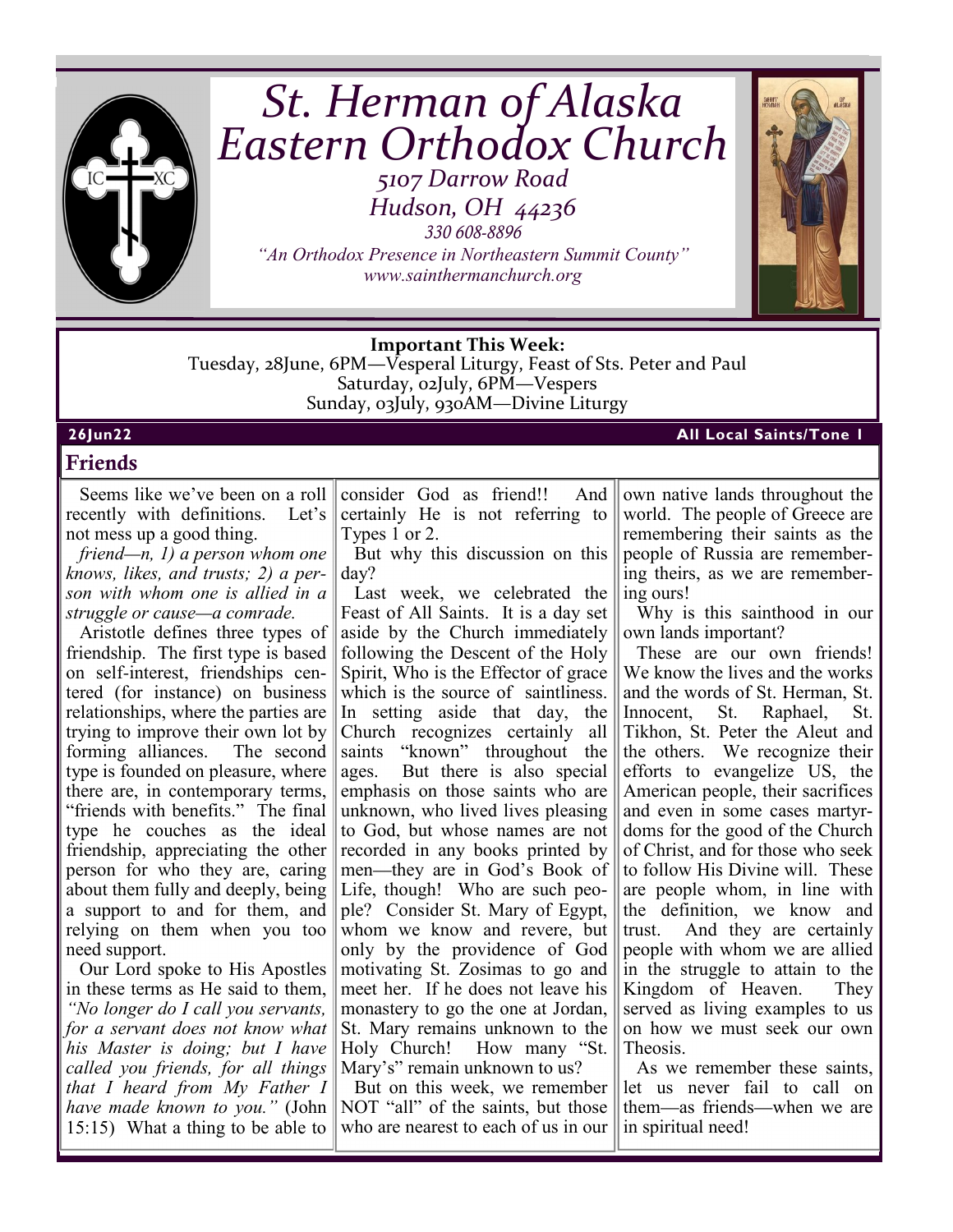# St. Herman of Alaska Eastern Orthodox Church

*5107 Darrow Road*
*Hudson, OH 44236*
*330 608-8896*
*"An Orthodox Presence in Northeastern Summit County"*
*www.sainthermanchurch.org*

**Important This Week:**
Tuesday, 28June, 6PM—Vesperal Liturgy, Feast of Sts. Peter and Paul
Saturday, 02July, 6PM—Vespers
Sunday, 03July, 930AM—Divine Liturgy

**26Jun22** **All Local Saints/Tone 1**

## Friends

Seems like we've been on a roll recently with definitions. Let's not mess up a good thing.

*friend—n, 1) a person whom one knows, likes, and trusts; 2) a person with whom one is allied in a struggle or cause—a comrade.*

Aristotle defines three types of friendship. The first type is based on self-interest, friendships centered (for instance) on business relationships, where the parties are trying to improve their own lot by forming alliances. The second type is founded on pleasure, where there are, in contemporary terms, "friends with benefits." The final type he couches as the ideal friendship, appreciating the other person for who they are, caring about them fully and deeply, being a support to and for them, and relying on them when you too need support.

Our Lord spoke to His Apostles in these terms as He said to them, *"No longer do I call you servants, for a servant does not know what his Master is doing; but I have called you friends, for all things that I heard from My Father I have made known to you."* (John 15:15) What a thing to be able to consider God as friend!! And certainly He is not referring to Types 1 or 2.

But why this discussion on this day?

Last week, we celebrated the Feast of All Saints. It is a day set aside by the Church immediately following the Descent of the Holy Spirit, Who is the Effector of grace which is the source of saintliness. In setting aside that day, the Church recognizes certainly all saints "known" throughout the ages. But there is also special emphasis on those saints who are unknown, who lived lives pleasing to God, but whose names are not recorded in any books printed by men—they are in God's Book of Life, though! Who are such people? Consider St. Mary of Egypt, whom we know and revere, but only by the providence of God motivating St. Zosimas to go and meet her. If he does not leave his monastery to go the one at Jordan, St. Mary remains unknown to the Holy Church! How many "St. Mary's" remain unknown to us?

But on this week, we remember NOT "all" of the saints, but those who are nearest to each of us in our own native lands throughout the world. The people of Greece are remembering their saints as the people of Russia are remembering theirs, as we are remembering ours!

Why is this sainthood in our own lands important?

These are our own friends! We know the lives and the works and the words of St. Herman, St. Innocent, St. Raphael, St. Tikhon, St. Peter the Aleut and the others. We recognize their efforts to evangelize US, the American people, their sacrifices and even in some cases martyrdoms for the good of the Church of Christ, and for those who seek to follow His Divine will. These are people whom, in line with the definition, we know and trust. And they are certainly people with whom we are allied in the struggle to attain to the Kingdom of Heaven. They served as living examples to us on how we must seek our own Theosis.

As we remember these saints, let us never fail to call on them—as friends—when we are in spiritual need!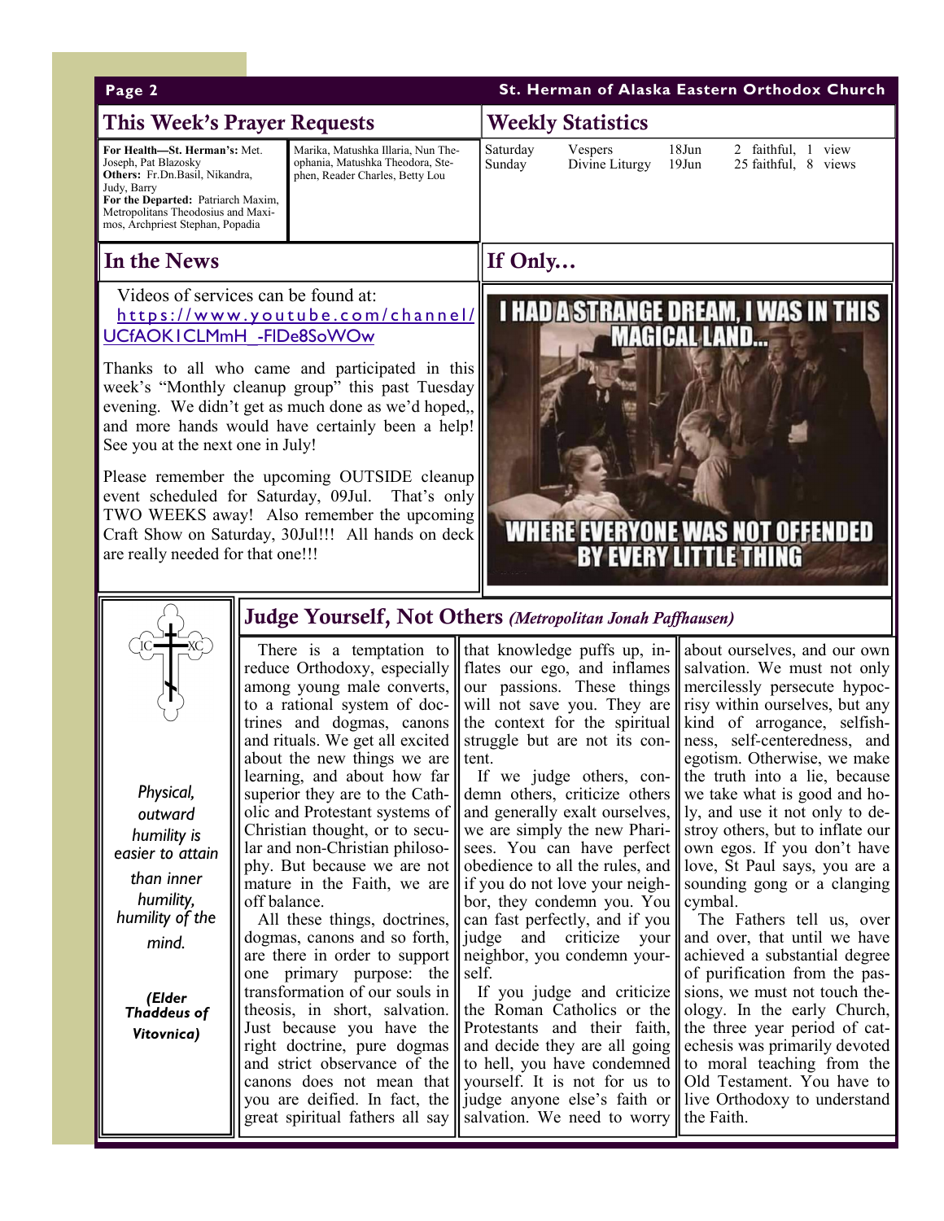## This Week's Prayer Requests

**For Health—St. Herman's:** Met. Joseph, Pat Blazosky
**Others:** Fr.Dn.Basil, Nikandra, Judy, Barry
**For the Departed:** Patriarch Maxim, Metropolitans Theodosius and Maximos, Archpriest Stephan, Popadia

Marika, Matushka Illaria, Nun Theophania, Matushka Theodora, Stephen, Reader Charles, Betty Lou

## Weekly Statistics

| | | | |
|---|---|---|---|
| Saturday | Vespers | 18Jun | 2 faithful, 1 view |
| Sunday | Divine Liturgy | 19Jun | 25 faithful, 8 views |

## In the News

Videos of services can be found at: https://www.youtube.com/channel/UCfAOK1CLMmH_-FIDe8SoWOw

Thanks to all who came and participated in this week's "Monthly cleanup group" this past Tuesday evening. We didn't get as much done as we'd hoped,, and more hands would have certainly been a help! See you at the next one in July!

Please remember the upcoming OUTSIDE cleanup event scheduled for Saturday, 09Jul. That's only TWO WEEKS away! Also remember the upcoming Craft Show on Saturday, 30Jul!!! All hands on deck are really needed for that one!!!

## If Only…

I HAD A STRANGE DREAM, I WAS IN THIS MAGICAL LAND... WHERE EVERYONE WAS NOT OFFENDED BY EVERY LITTLE THING

*Physical, outward humility is easier to attain than inner humility, humility of the mind.*

***(Elder Thaddeus of Vitovnica)***

## Judge Yourself, Not Others *(Metropolitan Jonah Paffhausen)*

There is a temptation to reduce Orthodoxy, especially among young male converts, to a rational system of doctrines and dogmas, canons and rituals. We get all excited about the new things we are learning, and about how far superior they are to the Catholic and Protestant systems of Christian thought, or to secular and non-Christian philosophy. But because we are not mature in the Faith, we are off balance.

All these things, doctrines, dogmas, canons and so forth, are there in order to support one primary purpose: the transformation of our souls in theosis, in short, salvation. Just because you have the right doctrine, pure dogmas and strict observance of the canons does not mean that you are deified. In fact, the great spiritual fathers all say that knowledge puffs up, inflates our ego, and inflames our passions. These things will not save you. They are the context for the spiritual struggle but are not its content.

If we judge others, condemn others, criticize others and generally exalt ourselves, we are simply the new Pharisees. You can have perfect obedience to all the rules, and if you do not love your neighbor, they condemn you. You can fast perfectly, and if you judge and criticize your neighbor, you condemn yourself.

If you judge and criticize the Roman Catholics or the Protestants and their faith, and decide they are all going to hell, you have condemned yourself. It is not for us to judge anyone else's faith or salvation. We need to worry about ourselves, and our own salvation. We must not only mercilessly persecute hypocrisy within ourselves, but any kind of arrogance, selfishness, self-centeredness, and egotism. Otherwise, we make the truth into a lie, because we take what is good and holy, and use it not only to destroy others, but to inflate our own egos. If you don't have love, St Paul says, you are a sounding gong or a clanging cymbal.

The Fathers tell us, over and over, that until we have achieved a substantial degree of purification from the passions, we must not touch theology. In the early Church, the three year period of catechesis was primarily devoted to moral teaching from the Old Testament. You have to live Orthodoxy to understand the Faith.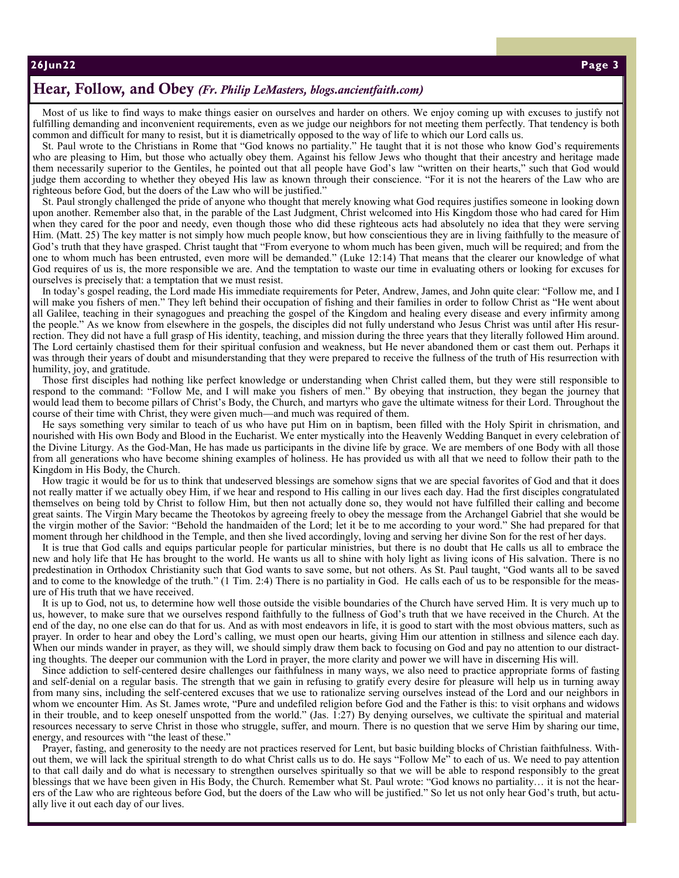## Hear, Follow, and Obey *(Fr. Philip LeMasters, blogs.ancientfaith.com)*

Most of us like to find ways to make things easier on ourselves and harder on others. We enjoy coming up with excuses to justify not fulfilling demanding and inconvenient requirements, even as we judge our neighbors for not meeting them perfectly. That tendency is both common and difficult for many to resist, but it is diametrically opposed to the way of life to which our Lord calls us.

St. Paul wrote to the Christians in Rome that "God knows no partiality." He taught that it is not those who know God's requirements who are pleasing to Him, but those who actually obey them. Against his fellow Jews who thought that their ancestry and heritage made them necessarily superior to the Gentiles, he pointed out that all people have God's law "written on their hearts," such that God would judge them according to whether they obeyed His law as known through their conscience. "For it is not the hearers of the Law who are righteous before God, but the doers of the Law who will be justified."

St. Paul strongly challenged the pride of anyone who thought that merely knowing what God requires justifies someone in looking down upon another. Remember also that, in the parable of the Last Judgment, Christ welcomed into His Kingdom those who had cared for Him when they cared for the poor and needy, even though those who did these righteous acts had absolutely no idea that they were serving Him. (Matt. 25) The key matter is not simply how much people know, but how conscientious they are in living faithfully to the measure of God's truth that they have grasped. Christ taught that "From everyone to whom much has been given, much will be required; and from the one to whom much has been entrusted, even more will be demanded." (Luke 12:14) That means that the clearer our knowledge of what God requires of us is, the more responsible we are. And the temptation to waste our time in evaluating others or looking for excuses for ourselves is precisely that: a temptation that we must resist.

In today's gospel reading, the Lord made His immediate requirements for Peter, Andrew, James, and John quite clear: "Follow me, and I will make you fishers of men." They left behind their occupation of fishing and their families in order to follow Christ as "He went about all Galilee, teaching in their synagogues and preaching the gospel of the Kingdom and healing every disease and every infirmity among the people." As we know from elsewhere in the gospels, the disciples did not fully understand who Jesus Christ was until after His resurrection. They did not have a full grasp of His identity, teaching, and mission during the three years that they literally followed Him around. The Lord certainly chastised them for their spiritual confusion and weakness, but He never abandoned them or cast them out. Perhaps it was through their years of doubt and misunderstanding that they were prepared to receive the fullness of the truth of His resurrection with humility, joy, and gratitude.

Those first disciples had nothing like perfect knowledge or understanding when Christ called them, but they were still responsible to respond to the command: "Follow Me, and I will make you fishers of men." By obeying that instruction, they began the journey that would lead them to become pillars of Christ's Body, the Church, and martyrs who gave the ultimate witness for their Lord. Throughout the course of their time with Christ, they were given much—and much was required of them.

He says something very similar to teach of us who have put Him on in baptism, been filled with the Holy Spirit in chrismation, and nourished with His own Body and Blood in the Eucharist. We enter mystically into the Heavenly Wedding Banquet in every celebration of the Divine Liturgy. As the God-Man, He has made us participants in the divine life by grace. We are members of one Body with all those from all generations who have become shining examples of holiness. He has provided us with all that we need to follow their path to the Kingdom in His Body, the Church.

How tragic it would be for us to think that undeserved blessings are somehow signs that we are special favorites of God and that it does not really matter if we actually obey Him, if we hear and respond to His calling in our lives each day. Had the first disciples congratulated themselves on being told by Christ to follow Him, but then not actually done so, they would not have fulfilled their calling and become great saints. The Virgin Mary became the Theotokos by agreeing freely to obey the message from the Archangel Gabriel that she would be the virgin mother of the Savior: "Behold the handmaiden of the Lord; let it be to me according to your word." She had prepared for that moment through her childhood in the Temple, and then she lived accordingly, loving and serving her divine Son for the rest of her days.

It is true that God calls and equips particular people for particular ministries, but there is no doubt that He calls us all to embrace the new and holy life that He has brought to the world. He wants us all to shine with holy light as living icons of His salvation. There is no predestination in Orthodox Christianity such that God wants to save some, but not others. As St. Paul taught, "God wants all to be saved and to come to the knowledge of the truth." (1 Tim. 2:4) There is no partiality in God. He calls each of us to be responsible for the measure of His truth that we have received.

It is up to God, not us, to determine how well those outside the visible boundaries of the Church have served Him. It is very much up to us, however, to make sure that we ourselves respond faithfully to the fullness of God's truth that we have received in the Church. At the end of the day, no one else can do that for us. And as with most endeavors in life, it is good to start with the most obvious matters, such as prayer. In order to hear and obey the Lord's calling, we must open our hearts, giving Him our attention in stillness and silence each day. When our minds wander in prayer, as they will, we should simply draw them back to focusing on God and pay no attention to our distracting thoughts. The deeper our communion with the Lord in prayer, the more clarity and power we will have in discerning His will.

Since addiction to self-centered desire challenges our faithfulness in many ways, we also need to practice appropriate forms of fasting and self-denial on a regular basis. The strength that we gain in refusing to gratify every desire for pleasure will help us in turning away from many sins, including the self-centered excuses that we use to rationalize serving ourselves instead of the Lord and our neighbors in whom we encounter Him. As St. James wrote, "Pure and undefiled religion before God and the Father is this: to visit orphans and widows in their trouble, and to keep oneself unspotted from the world." (Jas. 1:27) By denying ourselves, we cultivate the spiritual and material resources necessary to serve Christ in those who struggle, suffer, and mourn. There is no question that we serve Him by sharing our time, energy, and resources with "the least of these."

Prayer, fasting, and generosity to the needy are not practices reserved for Lent, but basic building blocks of Christian faithfulness. Without them, we will lack the spiritual strength to do what Christ calls us to do. He says "Follow Me" to each of us. We need to pay attention to that call daily and do what is necessary to strengthen ourselves spiritually so that we will be able to respond responsibly to the great blessings that we have been given in His Body, the Church. Remember what St. Paul wrote: "God knows no partiality… it is not the hearers of the Law who are righteous before God, but the doers of the Law who will be justified." So let us not only hear God's truth, but actually live it out each day of our lives.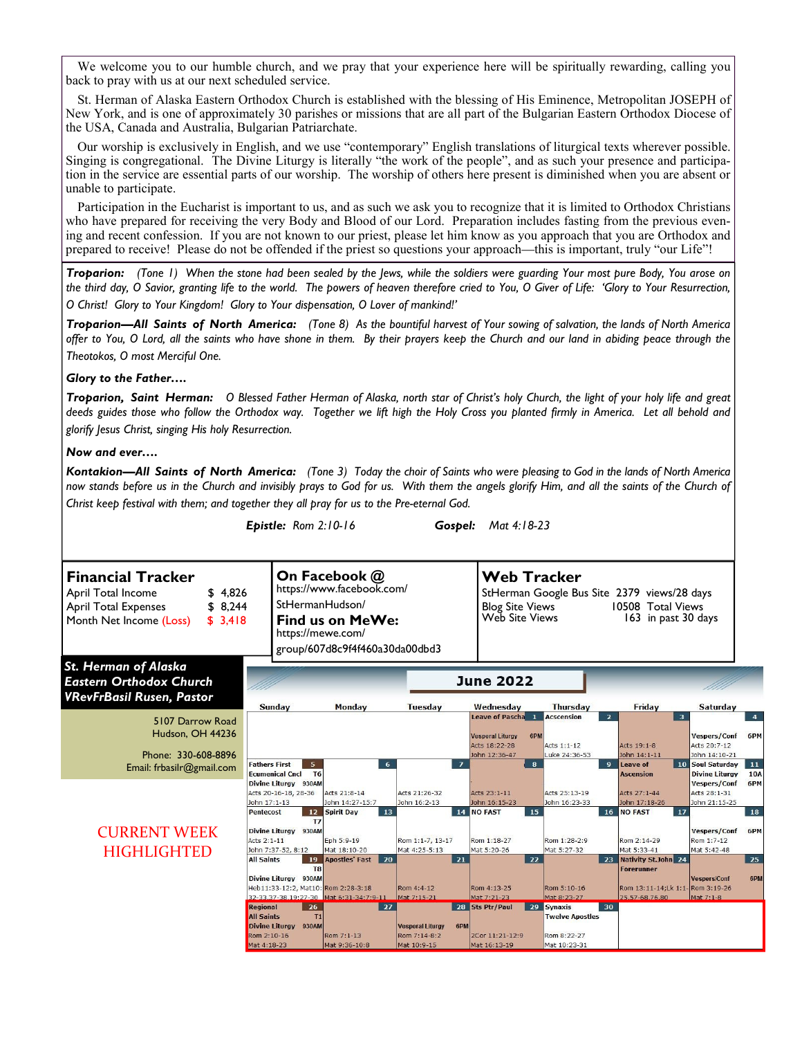We welcome you to our humble church, and we pray that your experience here will be spiritually rewarding, calling you back to pray with us at our next scheduled service.

St. Herman of Alaska Eastern Orthodox Church is established with the blessing of His Eminence, Metropolitan JOSEPH of New York, and is one of approximately 30 parishes or missions that are all part of the Bulgarian Eastern Orthodox Diocese of the USA, Canada and Australia, Bulgarian Patriarchate.

Our worship is exclusively in English, and we use "contemporary" English translations of liturgical texts wherever possible. Singing is congregational. The Divine Liturgy is literally "the work of the people", and as such your presence and participation in the service are essential parts of our worship. The worship of others here present is diminished when you are absent or unable to participate.

Participation in the Eucharist is important to us, and as such we ask you to recognize that it is limited to Orthodox Christians who have prepared for receiving the very Body and Blood of our Lord. Preparation includes fasting from the previous evening and recent confession. If you are not known to our priest, please let him know as you approach that you are Orthodox and prepared to receive! Please do not be offended if the priest so questions your approach—this is important, truly "our Life"!

***Troparion:*** *(Tone 1) When the stone had been sealed by the Jews, while the soldiers were guarding Your most pure Body, You arose on the third day, O Savior, granting life to the world. The powers of heaven therefore cried to You, O Giver of Life: 'Glory to Your Resurrection, O Christ! Glory to Your Kingdom! Glory to Your dispensation, O Lover of mankind!'*

***Troparion—All Saints of North America:*** *(Tone 8) As the bountiful harvest of Your sowing of salvation, the lands of North America offer to You, O Lord, all the saints who have shone in them. By their prayers keep the Church and our land in abiding peace through the Theotokos, O most Merciful One.*

***Glory to the Father….***

***Troparion, Saint Herman:*** *O Blessed Father Herman of Alaska, north star of Christ's holy Church, the light of your holy life and great deeds guides those who follow the Orthodox way. Together we lift high the Holy Cross you planted firmly in America. Let all behold and glorify Jesus Christ, singing His holy Resurrection.*

***Now and ever….***

***Kontakion—All Saints of North America:*** *(Tone 3) Today the choir of Saints who were pleasing to God in the lands of North America now stands before us in the Church and invisibly prays to God for us. With them the angels glorify Him, and all the saints of the Church of Christ keep festival with them; and together they all pray for us to the Pre-eternal God.*

***Epistle:*** *Rom 2:10-16* ***Gospel:*** *Mat 4:18-23*

## Financial Tracker

| | |
|---|---|
| April Total Income | $ 4,826 |
| April Total Expenses | $ 8,244 |
| Month Net Income (Loss) | $ 3,418 |

## On Facebook @

https://www.facebook.com/StHermanHudson/

## Find us on MeWe:

https://mewe.com/group/607d8c9f4f460a30da00dbd3

## Web Tracker

| | | |
|---|---|---|
| StHerman Google Bus Site | 2379 | views/28 days |
| Blog Site Views | 10508 | Total Views |
| Web Site Views | 163 | in past 30 days |

***St. Herman of Alaska Eastern Orthodox Church***
***VRevFrBasil Rusen, Pastor***

5107 Darrow Road
Hudson, OH 44236

Phone: 330-608-8896
Email: frbasilr@gmail.com

CURRENT WEEK HIGHLIGHTED

## June 2022

| Sunday | Monday | Tuesday | Wednesday | Thursday | Friday | Saturday |
|---|---|---|---|---|---|---|
| | | | 1 Leave of Pascha; Vesporal Liturgy 6PM; Acts 18:22-28; John 12:36-47 | 2 Acscension; Acts 1:1-12; Luke 24:36-53 | 3 Acts 19:1-8; John 14:1-11 | 4 Vespers/Conf 6PM; Acts 20:7-12; John 14:10-21 |
| 5 Fathers First Ecumenical Cncl T6; Divine Liturgy 930AM; Acts 20:16-18, 28-36; John 17:1-13 | 6 Acts 21:8-14; John 14:27-15:7 | 7 Acts 21:26-32; John 16:2-13 | 8 Acts 23:1-11; John 16:15-23 | 9 Acts 25:13-19; John 16:23-33 | 10 Leave of Ascension; Acts 27:1-44; John 17:18-26 | 11 Soul Saturday; Divine Liturgy 10A; Vespers/Conf 6PM; Acts 28:1-31; John 21:15-25 |
| 12 Pentecost T7; Divine Liturgy 930AM; Acts 2:1-11; John 7:37-52, 8:12 | 13 Spirit Day; Eph 5:9-19; Mat 18:10-20 | 14 Rom 1:1-7, 13-17; Mat 4:25-5:13 | 15 NO FAST; Rom 1:18-27; Mat 5:20-26 | 16 Rom 1:28-2:9; Mat 5:27-32 | 17 NO FAST; Rom 2:14-29; Mat 5:33-41 | 18 Vespers/Conf 6PM; Rom 1:7-12; Mat 5:42-48 |
| 19 All Saints T8; Divine Liturgy 930AM; Heb11:33-12:2, Mat10:32-33,37-38,19:27-30 | 20 Apostles' Fast; Rom 2:28-3:18; Mat 6:31-34;7:9-11 | 21 Rom 4:4-12; Mat 7:15-21 | 22 Rom 4:13-25; Mat 7:21-23 | 23 Rom 5:10-16; Mat 8:23-27 | 24 Nativity St.John Forerunner; Rom 13:11-14;Lk 1:1-25,57-68,76,80 | 25 Vespers/Conf 6PM; Rom 3:19-26; Mat 7:1-8 |
| 26 Regional All Saints T1; Divine Liturgy 930AM; Rom 2:10-16; Mat 4:18-23 | 27 Rom 7:1-13; Mat 9:36-10:8 | 28 Vesporal Liturgy 6PM; Rom 7:14-8:2; Mat 10:9-15 | 29 Sts Ptr/Paul; 2Cor 11:21-12:9; Mat 16:13-19 | 30 Synaxis Twelve Apostles; Rom 8:22-27; Mat 10:23-31 | | |